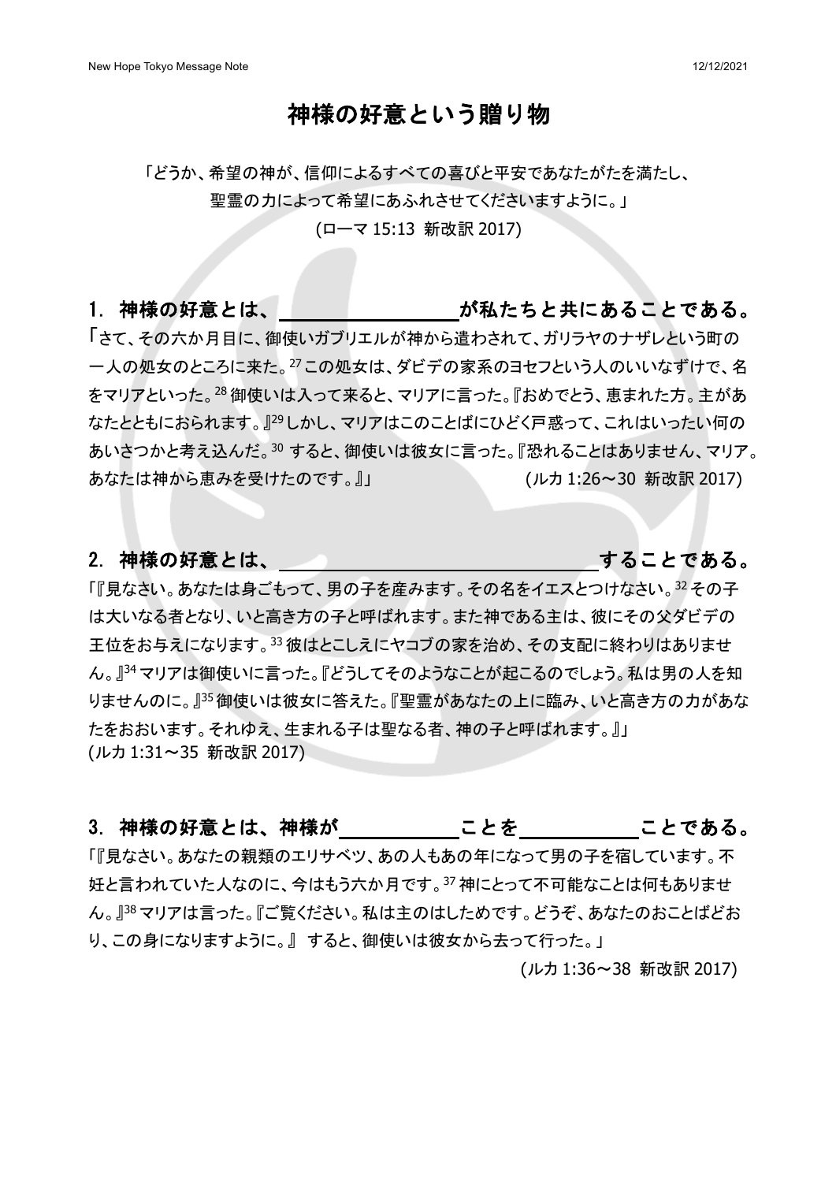# 神様の好意という贈り物

「どうか、希望の神が、信仰によるすべての喜びと平安であなたがたを満たし、
聖霊の力によって希望にあふれさせてくださいますように。」
(ローマ 15:13 新改訳 2017)

## 1. 神様の好意とは、＿＿＿＿＿＿＿＿が私たちと共にあることである。

「さて、その六か月目に、御使いガブリエルが神から遣わされて、ガリラヤのナザレという町の一人の処女のところに来た。[27] この処女は、ダビデの家系のヨセフという人のいいなずけで、名をマリアといった。[28] 御使いは入って来ると、マリアに言った。『おめでとう、恵まれた方。主があなたとともにおられます。』[29] しかし、マリアはこのことばにひどく戸惑って、これはいったい何のあいさつかと考え込んだ。[30] すると、御使いは彼女に言った。『恐れることはありません、マリア。あなたは神から恵みを受けたのです。』」 (ルカ 1:26〜30 新改訳 2017)

## 2. 神様の好意とは、＿＿＿＿＿＿＿＿＿＿＿＿＿＿することである。

「『見なさい。あなたは身ごもって、男の子を産みます。その名をイエスとつけなさい。[32] その子は大いなる者となり、いと高き方の子と呼ばれます。また神である主は、彼にその父ダビデの王位をお与えになります。[33] 彼はとこしえにヤコブの家を治め、その支配に終わりはありません。』[34] マリアは御使いに言った。『どうしてそのようなことが起こるのでしょう。私は男の人を知りませんのに。』[35] 御使いは彼女に答えた。『聖霊があなたの上に臨み、いと高き方の力があなたをおおいます。それゆえ、生まれる子は聖なる者、神の子と呼ばれます。』」
(ルカ 1:31〜35 新改訳 2017)

## 3. 神様の好意とは、神様が＿＿＿＿＿ことを＿＿＿＿＿ことである。

「『見なさい。あなたの親類のエリサベツ、あの人もあの年になって男の子を宿しています。不妊と言われていた人なのに、今はもう六か月です。[37] 神にとって不可能なことは何もありません。』[38] マリアは言った。『ご覧ください。私は主のはしためです。どうぞ、あなたのおことばどおり、この身になりますように。』 すると、御使いは彼女から去って行った。」

(ルカ 1:36〜38 新改訳 2017)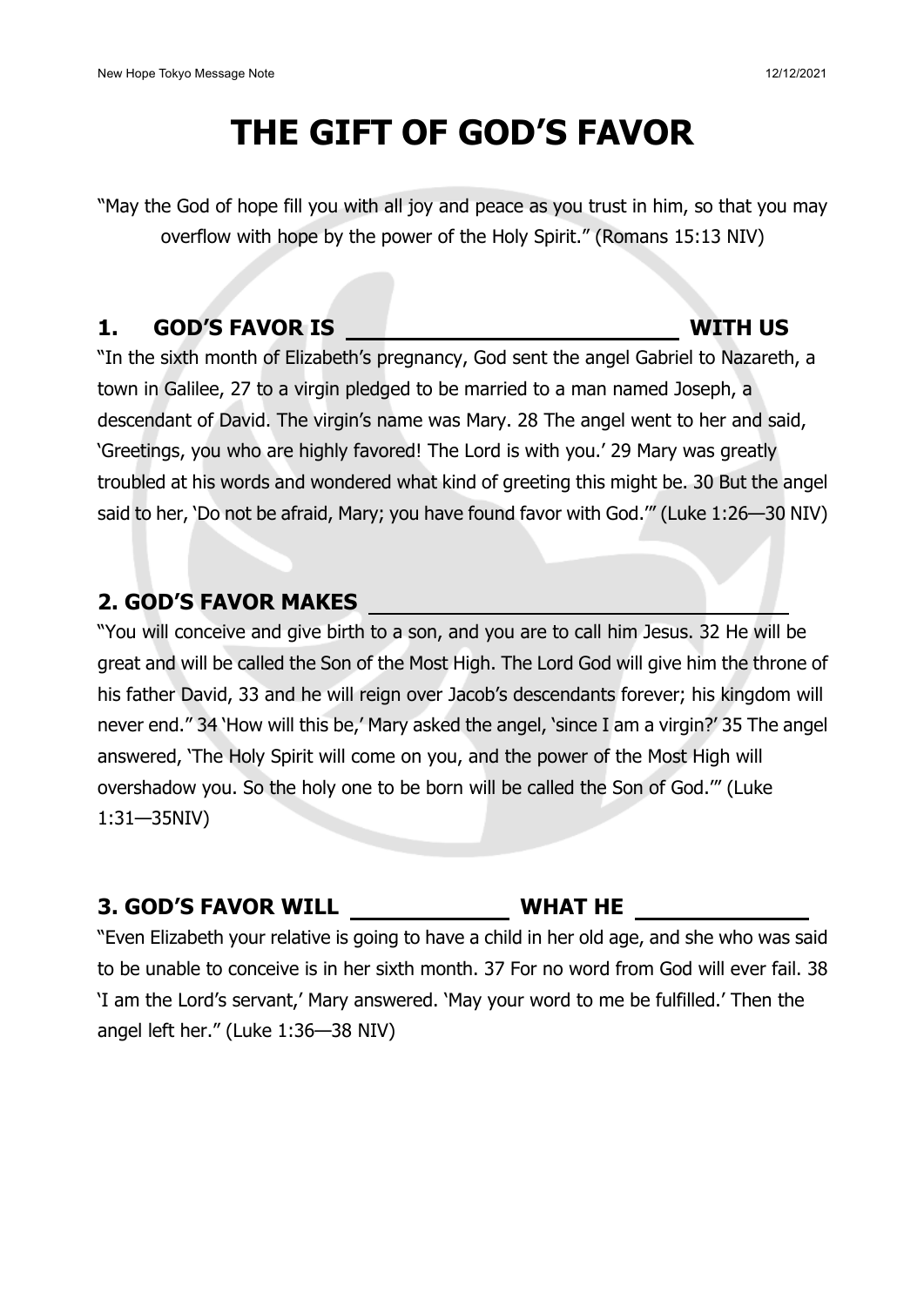# THE GIFT OF GOD'S FAVOR

"May the God of hope fill you with all joy and peace as you trust in him, so that you may overflow with hope by the power of the Holy Spirit." (Romans 15:13 NIV)

## 1. GOD'S FAVOR IS _________________________ WITH US

"In the sixth month of Elizabeth's pregnancy, God sent the angel Gabriel to Nazareth, a town in Galilee, 27 to a virgin pledged to be married to a man named Joseph, a descendant of David. The virgin's name was Mary. 28 The angel went to her and said, 'Greetings, you who are highly favored! The Lord is with you.' 29 Mary was greatly troubled at his words and wondered what kind of greeting this might be. 30 But the angel said to her, 'Do not be afraid, Mary; you have found favor with God.'" (Luke 1:26—30 NIV)

## 2. GOD'S FAVOR MAKES _________________________________

"You will conceive and give birth to a son, and you are to call him Jesus. 32 He will be great and will be called the Son of the Most High. The Lord God will give him the throne of his father David, 33 and he will reign over Jacob's descendants forever; his kingdom will never end." 34 'How will this be,' Mary asked the angel, 'since I am a virgin?' 35 The angel answered, 'The Holy Spirit will come on you, and the power of the Most High will overshadow you. So the holy one to be born will be called the Son of God.'" (Luke 1:31—35NIV)

## 3. GOD'S FAVOR WILL ____________ WHAT HE _____________

"Even Elizabeth your relative is going to have a child in her old age, and she who was said to be unable to conceive is in her sixth month. 37 For no word from God will ever fail. 38 'I am the Lord's servant,' Mary answered. 'May your word to me be fulfilled.' Then the angel left her." (Luke 1:36—38 NIV)